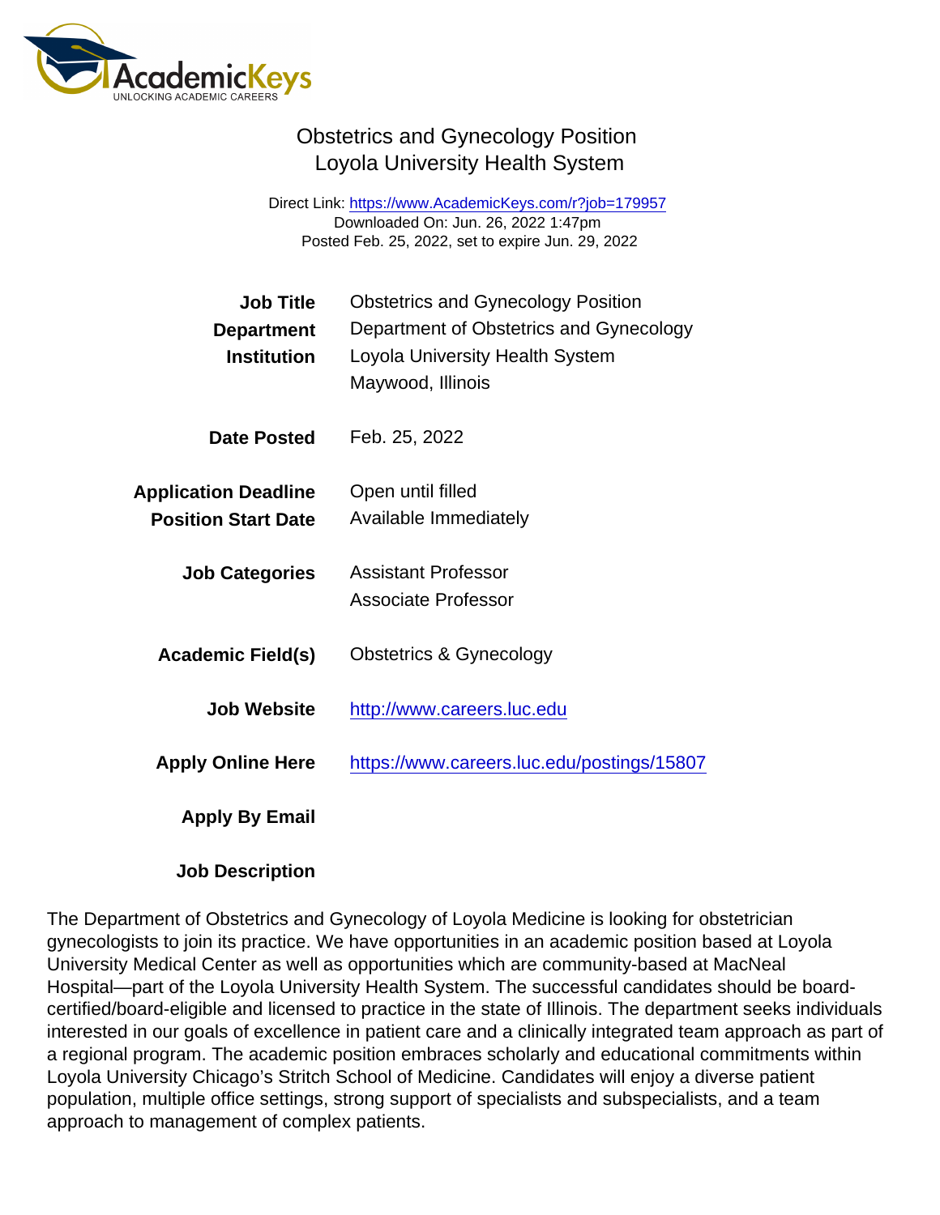# Obstetrics and Gynecology Position
## Loyola University Health System

Direct Link: https://www.AcademicKeys.com/r?job=179957
Downloaded On: Jun. 26, 2022 1:47pm
Posted Feb. 25, 2022, set to expire Jun. 29, 2022

**Job Title** Obstetrics and Gynecology Position
**Department** Department of Obstetrics and Gynecology
**Institution** Loyola University Health System
Maywood, Illinois

**Date Posted** Feb. 25, 2022

**Application Deadline** Open until filled
**Position Start Date** Available Immediately

**Job Categories** Assistant Professor
Associate Professor

**Academic Field(s)** Obstetrics & Gynecology

**Job Website** http://www.careers.luc.edu

**Apply Online Here** https://www.careers.luc.edu/postings/15807

**Apply By Email**

**Job Description**

The Department of Obstetrics and Gynecology of Loyola Medicine is looking for obstetrician gynecologists to join its practice. We have opportunities in an academic position based at Loyola University Medical Center as well as opportunities which are community-based at MacNeal Hospital—part of the Loyola University Health System. The successful candidates should be board-certified/board-eligible and licensed to practice in the state of Illinois. The department seeks individuals interested in our goals of excellence in patient care and a clinically integrated team approach as part of a regional program. The academic position embraces scholarly and educational commitments within Loyola University Chicago's Stritch School of Medicine. Candidates will enjoy a diverse patient population, multiple office settings, strong support of specialists and subspecialists, and a team approach to management of complex patients.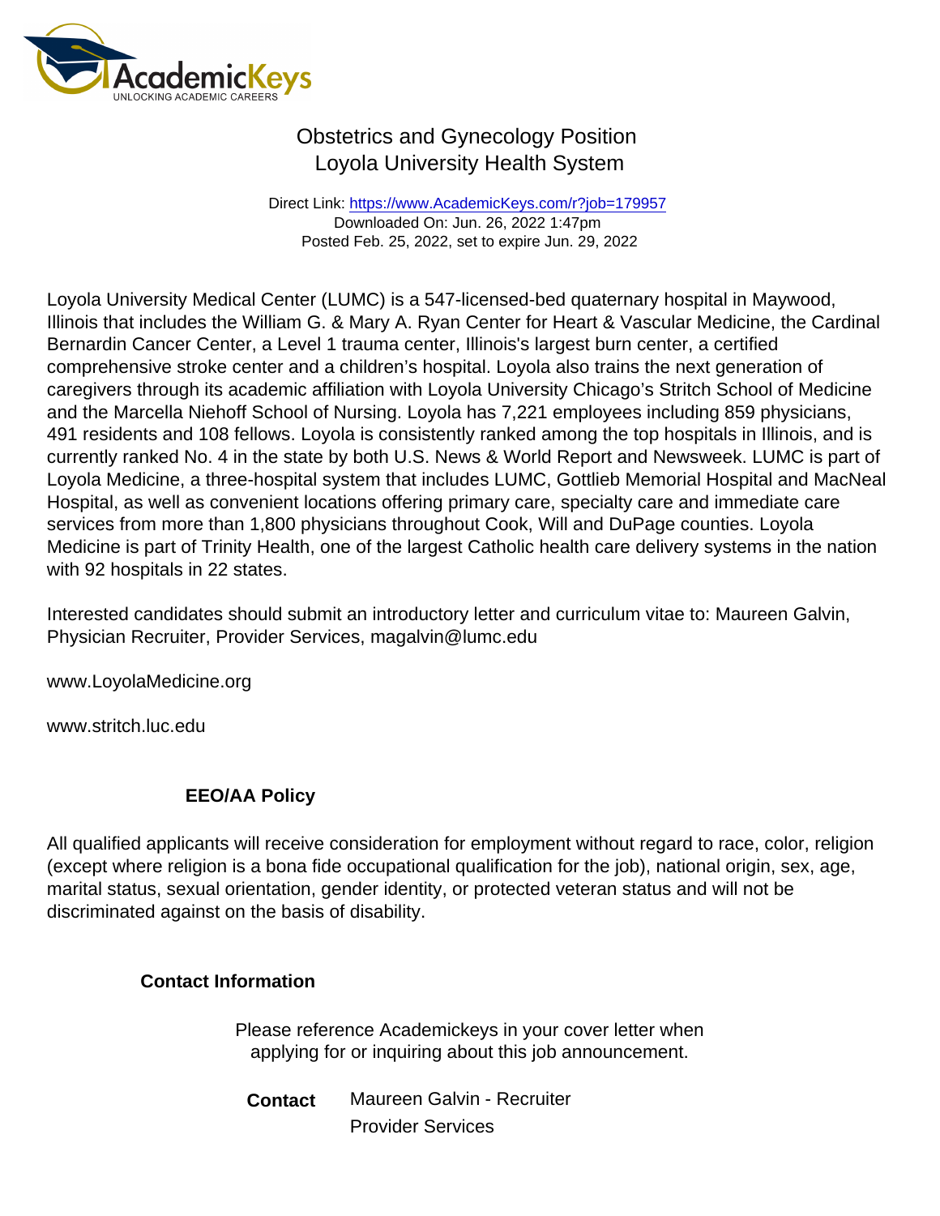# Obstetrics and Gynecology Position
## Loyola University Health System

Direct Link: https://www.AcademicKeys.com/r?job=179957
Downloaded On: Jun. 26, 2022 1:47pm
Posted Feb. 25, 2022, set to expire Jun. 29, 2022

Loyola University Medical Center (LUMC) is a 547-licensed-bed quaternary hospital in Maywood, Illinois that includes the William G. & Mary A. Ryan Center for Heart & Vascular Medicine, the Cardinal Bernardin Cancer Center, a Level 1 trauma center, Illinois's largest burn center, a certified comprehensive stroke center and a children's hospital. Loyola also trains the next generation of caregivers through its academic affiliation with Loyola University Chicago's Stritch School of Medicine and the Marcella Niehoff School of Nursing. Loyola has 7,221 employees including 859 physicians, 491 residents and 108 fellows. Loyola is consistently ranked among the top hospitals in Illinois, and is currently ranked No. 4 in the state by both U.S. News & World Report and Newsweek. LUMC is part of Loyola Medicine, a three-hospital system that includes LUMC, Gottlieb Memorial Hospital and MacNeal Hospital, as well as convenient locations offering primary care, specialty care and immediate care services from more than 1,800 physicians throughout Cook, Will and DuPage counties. Loyola Medicine is part of Trinity Health, one of the largest Catholic health care delivery systems in the nation with 92 hospitals in 22 states.

Interested candidates should submit an introductory letter and curriculum vitae to: Maureen Galvin, Physician Recruiter, Provider Services, magalvin@lumc.edu

www.LoyolaMedicine.org

www.stritch.luc.edu

### EEO/AA Policy

All qualified applicants will receive consideration for employment without regard to race, color, religion (except where religion is a bona fide occupational qualification for the job), national origin, sex, age, marital status, sexual orientation, gender identity, or protected veteran status and will not be discriminated against on the basis of disability.

### Contact Information

Please reference Academickeys in your cover letter when applying for or inquiring about this job announcement.

**Contact** Maureen Galvin - Recruiter
Provider Services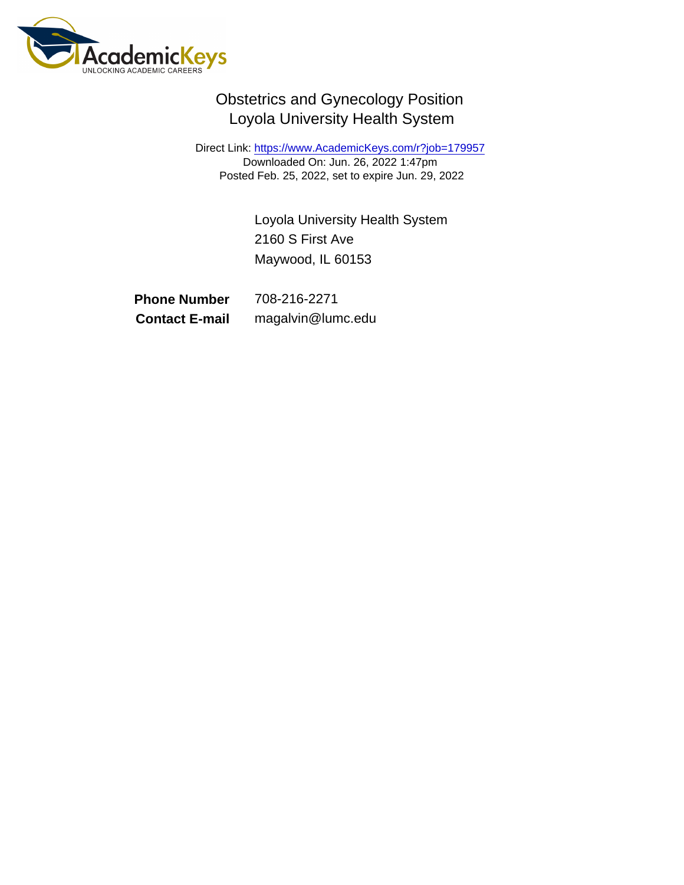# Obstetrics and Gynecology Position
## Loyola University Health System

Direct Link: https://www.AcademicKeys.com/r?job=179957
Downloaded On: Jun. 26, 2022 1:47pm
Posted Feb. 25, 2022, set to expire Jun. 29, 2022

Loyola University Health System
2160 S First Ave
Maywood, IL 60153

**Phone Number** 708-216-2271
**Contact E-mail** magalvin@lumc.edu